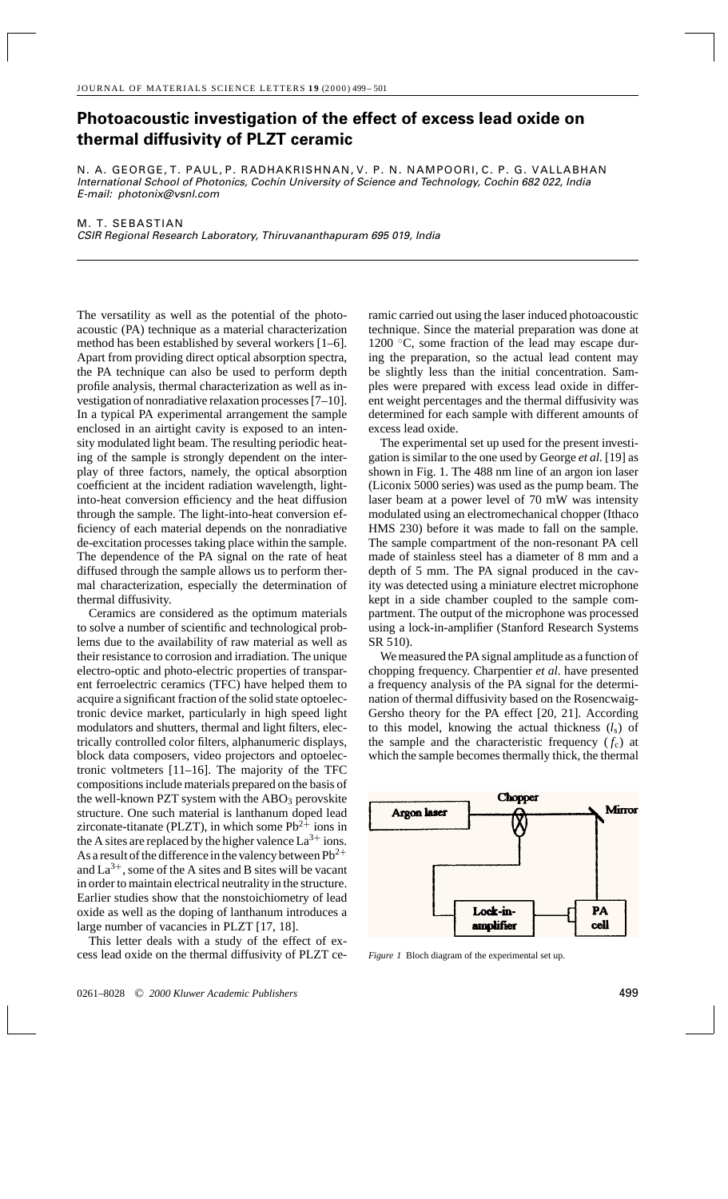# Photoacoustic investigation of the effect of excess lead oxide on thermal diffusivity of PLZT ceramic

N. A. GEORGE, T. PAUL, P. RADHAKRISHNAN, V. P. N. NAMPOORI, C. P. G. VALLABHAN
*International School of Photonics, Cochin University of Science and Technology, Cochin 682 022, India*
*E-mail: photonix@vsnl.com*

M. T. SEBASTIAN
*CSIR Regional Research Laboratory, Thiruvananthapuram 695 019, India*

The versatility as well as the potential of the photoacoustic (PA) technique as a material characterization method has been established by several workers [1–6]. Apart from providing direct optical absorption spectra, the PA technique can also be used to perform depth profile analysis, thermal characterization as well as investigation of nonradiative relaxation processes [7–10]. In a typical PA experimental arrangement the sample enclosed in an airtight cavity is exposed to an intensity modulated light beam. The resulting periodic heating of the sample is strongly dependent on the interplay of three factors, namely, the optical absorption coefficient at the incident radiation wavelength, light-into-heat conversion efficiency and the heat diffusion through the sample. The light-into-heat conversion efficiency of each material depends on the nonradiative de-excitation processes taking place within the sample. The dependence of the PA signal on the rate of heat diffused through the sample allows us to perform thermal characterization, especially the determination of thermal diffusivity.

Ceramics are considered as the optimum materials to solve a number of scientific and technological problems due to the availability of raw material as well as their resistance to corrosion and irradiation. The unique electro-optic and photo-electric properties of transparent ferroelectric ceramics (TFC) have helped them to acquire a significant fraction of the solid state optoelectronic device market, particularly in high speed light modulators and shutters, thermal and light filters, electrically controlled color filters, alphanumeric displays, block data composers, video projectors and optoelectronic voltmeters [11–16]. The majority of the TFC compositions include materials prepared on the basis of the well-known PZT system with the $ABO_3$ perovskite structure. One such material is lanthanum doped lead zirconate-titanate (PLZT), in which some $Pb^{2+}$ ions in the A sites are replaced by the higher valence $La^{3+}$ ions. As a result of the difference in the valency between $Pb^{2+}$ and $La^{3+}$, some of the A sites and B sites will be vacant in order to maintain electrical neutrality in the structure. Earlier studies show that the nonstoichiometry of lead oxide as well as the doping of lanthanum introduces a large number of vacancies in PLZT [17, 18].

This letter deals with a study of the effect of excess lead oxide on the thermal diffusivity of PLZT ceramic carried out using the laser induced photoacoustic technique. Since the material preparation was done at 1200 °C, some fraction of the lead may escape during the preparation, so the actual lead content may be slightly less than the initial concentration. Samples were prepared with excess lead oxide in different weight percentages and the thermal diffusivity was determined for each sample with different amounts of excess lead oxide.

The experimental set up used for the present investigation is similar to the one used by George *et al*. [19] as shown in Fig. 1. The 488 nm line of an argon ion laser (Liconix 5000 series) was used as the pump beam. The laser beam at a power level of 70 mW was intensity modulated using an electromechanical chopper (Ithaco HMS 230) before it was made to fall on the sample. The sample compartment of the non-resonant PA cell made of stainless steel has a diameter of 8 mm and a depth of 5 mm. The PA signal produced in the cavity was detected using a miniature electret microphone kept in a side chamber coupled to the sample compartment. The output of the microphone was processed using a lock-in-amplifier (Stanford Research Systems SR 510).

We measured the PA signal amplitude as a function of chopping frequency. Charpentier *et al*. have presented a frequency analysis of the PA signal for the determination of thermal diffusivity based on the Rosencwaig-Gersho theory for the PA effect [20, 21]. According to this model, knowing the actual thickness ($l_s$) of the sample and the characteristic frequency ($f_c$) at which the sample becomes thermally thick, the thermal

Argon laser
Chopper
Mirror
Lock-in-amplifier
PA cell

*Figure 1* Bloch diagram of the experimental set up.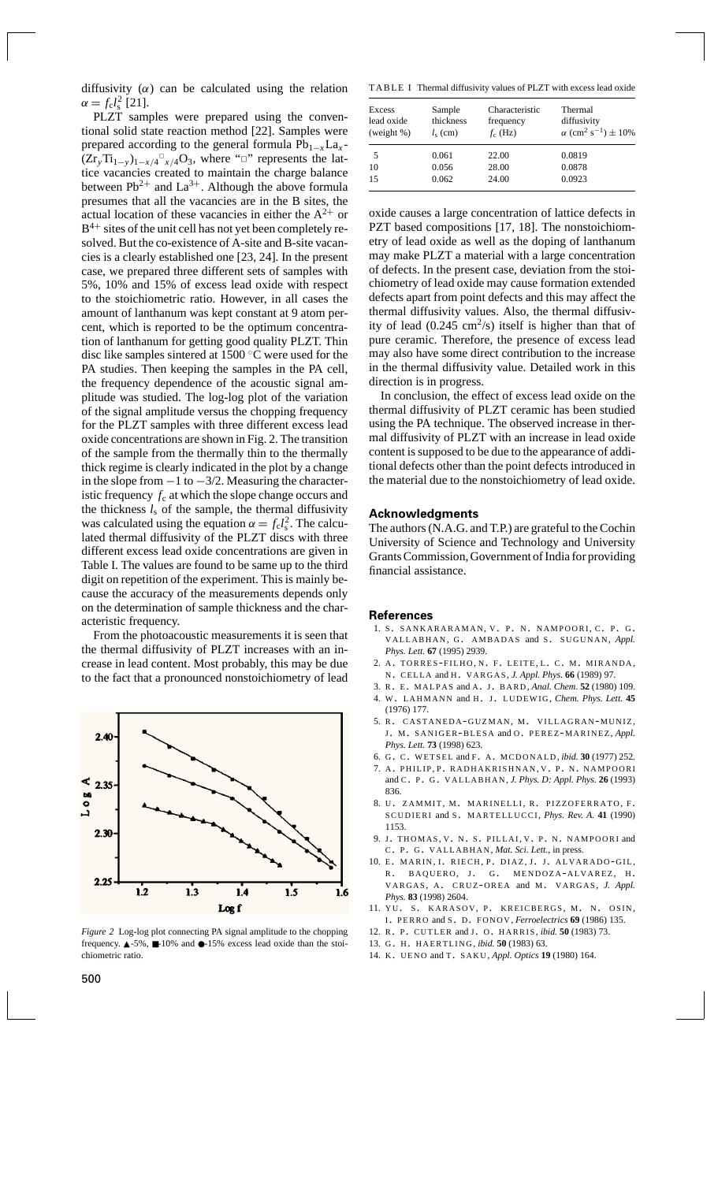diffusivity ($\alpha$) can be calculated using the relation $\alpha = f_c l_s^2$ [21].

PLZT samples were prepared using the conventional solid state reaction method [22]. Samples were prepared according to the general formula $Pb_{1-x}La_x(Zr_yTi_{1-y})_{1-x/4}\square_{x/4}O_3$, where "$\square$" represents the lattice vacancies created to maintain the charge balance between $Pb^{2+}$ and $La^{3+}$. Although the above formula presumes that all the vacancies are in the B sites, the actual location of these vacancies in either the $A^{2+}$ or $B^{4+}$ sites of the unit cell has not yet been completely resolved. But the co-existence of A-site and B-site vacancies is a clearly established one [23, 24]. In the present case, we prepared three different sets of samples with 5%, 10% and 15% of excess lead oxide with respect to the stoichiometric ratio. However, in all cases the amount of lanthanum was kept constant at 9 atom percent, which is reported to be the optimum concentration of lanthanum for getting good quality PLZT. Thin disc like samples sintered at 1500 °C were used for the PA studies. Then keeping the samples in the PA cell, the frequency dependence of the acoustic signal amplitude was studied. The log-log plot of the variation of the signal amplitude versus the chopping frequency for the PLZT samples with three different excess lead oxide concentrations are shown in Fig. 2. The transition of the sample from the thermally thin to the thermally thick regime is clearly indicated in the plot by a change in the slope from $-1$ to $-3/2$. Measuring the characteristic frequency $f_c$ at which the slope change occurs and the thickness $l_s$ of the sample, the thermal diffusivity was calculated using the equation $\alpha = f_c l_s^2$. The calculated thermal diffusivity of the PLZT discs with three different excess lead oxide concentrations are given in Table I. The values are found to be same up to the third digit on repetition of the experiment. This is mainly because the accuracy of the measurements depends only on the determination of sample thickness and the characteristic frequency.

From the photoacoustic measurements it is seen that the thermal diffusivity of PLZT increases with an increase in lead content. Most probably, this may be due to the fact that a pronounced nonstoichiometry of lead oxide causes a large concentration of lattice defects in PZT based compositions [17, 18]. The nonstoichiometry of lead oxide as well as the doping of lanthanum may make PLZT a material with a large concentration of defects. In the present case, deviation from the stoichiometry of lead oxide may cause formation extended defects apart from point defects and this may affect the thermal diffusivity values. Also, the thermal diffusivity of lead (0.245 $cm^2/s$) itself is higher than that of pure ceramic. Therefore, the presence of excess lead may also have some direct contribution to the increase in the thermal diffusivity value. Detailed work in this direction is in progress.

*Figure 2* Log-log plot connecting PA signal amplitude to the chopping frequency. ▲-5%, ■-10% and ●-15% excess lead oxide than the stoichiometric ratio.

TABLE I Thermal diffusivity values of PLZT with excess lead oxide

| Excess lead oxide (weight %) | Sample thickness $l_s$ (cm) | Characteristic frequency $f_c$ (Hz) | Thermal diffusivity $\alpha$ ($cm^2$ $s^{-1}$) $\pm$ 10% |
|---|---|---|---|
| 5 | 0.061 | 22.00 | 0.0819 |
| 10 | 0.056 | 28.00 | 0.0878 |
| 15 | 0.062 | 24.00 | 0.0923 |

In conclusion, the effect of excess lead oxide on the thermal diffusivity of PLZT ceramic has been studied using the PA technique. The observed increase in thermal diffusivity of PLZT with an increase in lead oxide content is supposed to be due to the appearance of additional defects other than the point defects introduced in the material due to the nonstoichiometry of lead oxide.

## Acknowledgments

The authors (N.A.G. and T.P.) are grateful to the Cochin University of Science and Technology and University Grants Commission, Government of India for providing financial assistance.

## References

1. S. SANKARARAMAN, V. P. N. NAMPOORI, C. P. G. VALLABHAN, G. AMBADAS and S. SUGUNAN, *Appl. Phys. Lett.* **67** (1995) 2939.
2. A. TORRES-FILHO, N. F. LEITE, L. C. M. MIRANDA, N. CELLA and H. VARGAS, *J. Appl. Phys.* **66** (1989) 97.
3. R. E. MALPAS and A. J. BARD, *Anal. Chem.* **52** (1980) 109.
4. W. LAHMANN and H. J. LUDEWIG, *Chem. Phys. Lett.* **45** (1976) 177.
5. R. CASTANEDA-GUZMAN, M. VILLAGRAN-MUNIZ, J. M. SANIGER-BLESA and O. PEREZ-MARINEZ, *Appl. Phys. Lett.* **73** (1998) 623.
6. G. C. WETSEL and F. A. MCDONALD, *ibid.* **30** (1977) 252.
7. A. PHILIP, P. RADHAKRISHNAN, V. P. N. NAMPOORI and C. P. G. VALLABHAN, *J. Phys. D: Appl. Phys.* **26** (1993) 836.
8. U. ZAMMIT, M. MARINELLI, R. PIZZOFERRATO, F. SCUDIERI and S. MARTELLUCCI, *Phys. Rev. A.* **41** (1990) 1153.
9. J. THOMAS, V. N. S. PILLAI, V. P. N. NAMPOORI and C. P. G. VALLABHAN, *Mat. Sci. Lett.*, in press.
10. E. MARIN, I. RIECH, P. DIAZ, J. J. ALVARADO-GIL, R. BAQUERO, J. G. MENDOZA-ALVAREZ, H. VARGAS, A. CRUZ-OREA and M. VARGAS, *J. Appl. Phys.* **83** (1998) 2604.
11. YU. S. KARASOV, P. KREICBERGS, M. N. OSIN, I. PERRO and S. D. FONOV, *Ferroelectrics* **69** (1986) 135.
12. R. P. CUTLER and J. O. HARRIS, *ibid.* **50** (1983) 73.
13. G. H. HAERTLING, *ibid.* **50** (1983) 63.
14. K. UENO and T. SAKU, *Appl. Optics* **19** (1980) 164.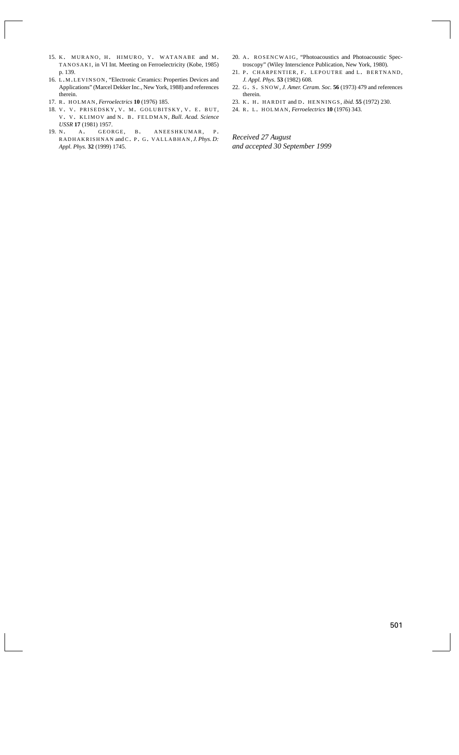15. K. MURANO, H. HIMURO, Y. WATANABE and M. TANOSAKI, in VI Int. Meeting on Ferroelectricity (Kobe, 1985) p. 139.
16. L.M. LEVINSON, "Electronic Ceramics: Properties Devices and Applications" (Marcel Dekker Inc., New York, 1988) and references therein.
17. R. HOLMAN, *Ferroelectrics* **10** (1976) 185.
18. V. V. PRISEDSKY, V. M. GOLUBITSKY, V. E. BUT, V. V. KLIMOV and N. B. FELDMAN, *Bull. Acad. Science USSR* **17** (1981) 1957.
19. N. A. GEORGE, B. ANEESHKUMAR, P. RADHAKRISHNAN and C. P. G. VALLABHAN, *J. Phys. D: Appl. Phys.* **32** (1999) 1745.
20. A. ROSENCWAIG, "Photoacoustics and Photoacoustic Spectroscopy" (Wiley Interscience Publication, New York, 1980).
21. P. CHARPENTIER, F. LEPOUTRE and L. BERTNAND, *J. Appl. Phys.* **53** (1982) 608.
22. G. S. SNOW, *J. Amer. Ceram. Soc.* **56** (1973) 479 and references therein.
23. K. H. HARDIT and D. HENNINGS, *ibid.* **55** (1972) 230.
24. R. L. HOLMAN, *Ferroelectrics* **10** (1976) 343.

*Received 27 August*
*and accepted 30 September 1999*